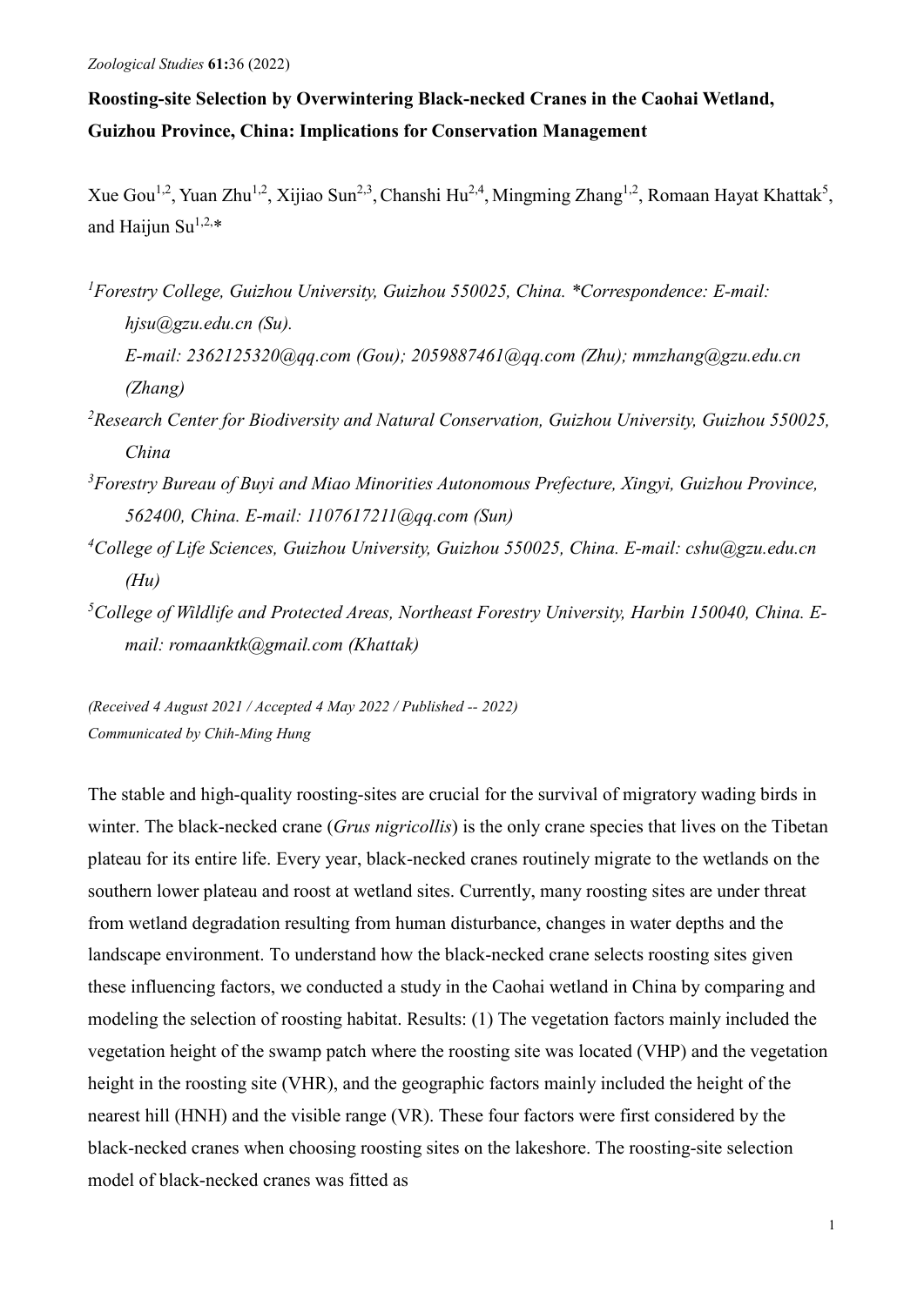*Zoological Studies* **61:**36 (2022)

# Roosting-site Selection by Overwintering Black-necked Cranes in the Caohai Wetland, Guizhou Province, China: Implications for Conservation Management

Xue Gou[1,2], Yuan Zhu[1,2], Xijiao Sun[2,3], Chanshi Hu[2,4], Mingming Zhang[1,2], Romaan Hayat Khattak[5], and Haijun Su[1,2,*]

[1]*Forestry College, Guizhou University, Guizhou 550025, China. *Correspondence: E-mail: hjsu@gzu.edu.cn (Su).*
*E-mail: 2362125320@qq.com (Gou); 2059887461@qq.com (Zhu); mmzhang@gzu.edu.cn (Zhang)*

[2]*Research Center for Biodiversity and Natural Conservation, Guizhou University, Guizhou 550025, China*

[3]*Forestry Bureau of Buyi and Miao Minorities Autonomous Prefecture, Xingyi, Guizhou Province, 562400, China. E-mail: 1107617211@qq.com (Sun)*

[4]*College of Life Sciences, Guizhou University, Guizhou 550025, China. E-mail: cshu@gzu.edu.cn (Hu)*

[5]*College of Wildlife and Protected Areas, Northeast Forestry University, Harbin 150040, China. E-mail: romaanktk@gmail.com (Khattak)*

*(Received 4 August 2021 / Accepted 4 May 2022 / Published -- 2022)*
*Communicated by Chih-Ming Hung*

The stable and high-quality roosting-sites are crucial for the survival of migratory wading birds in winter. The black-necked crane (*Grus nigricollis*) is the only crane species that lives on the Tibetan plateau for its entire life. Every year, black-necked cranes routinely migrate to the wetlands on the southern lower plateau and roost at wetland sites. Currently, many roosting sites are under threat from wetland degradation resulting from human disturbance, changes in water depths and the landscape environment. To understand how the black-necked crane selects roosting sites given these influencing factors, we conducted a study in the Caohai wetland in China by comparing and modeling the selection of roosting habitat. Results: (1) The vegetation factors mainly included the vegetation height of the swamp patch where the roosting site was located (VHP) and the vegetation height in the roosting site (VHR), and the geographic factors mainly included the height of the nearest hill (HNH) and the visible range (VR). These four factors were first considered by the black-necked cranes when choosing roosting sites on the lakeshore. The roosting-site selection model of black-necked cranes was fitted as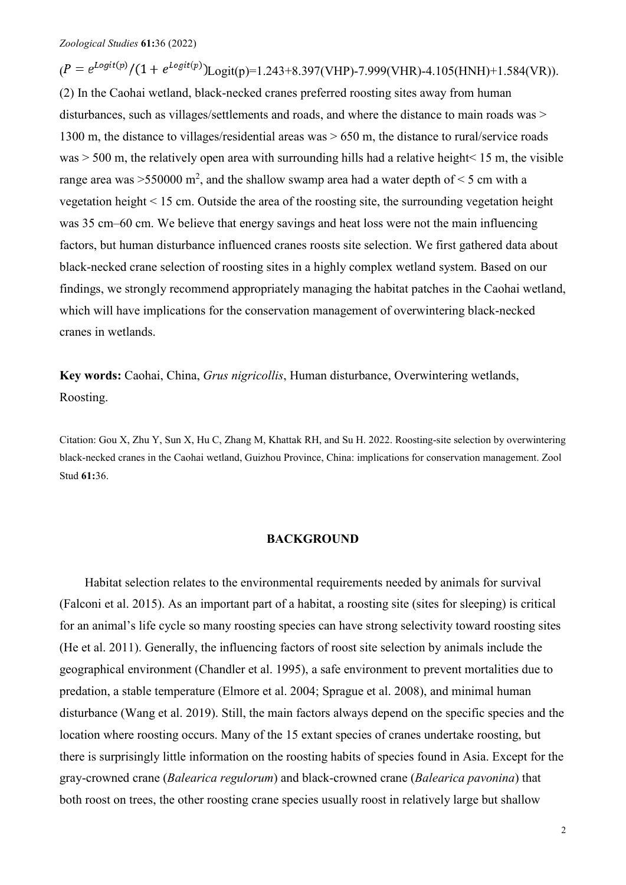($P = e^{Logit(p)}/(1 + e^{Logit(p)})$Logit(p)=1.243+8.397(VHP)-7.999(VHR)-4.105(HNH)+1.584(VR)). (2) In the Caohai wetland, black-necked cranes preferred roosting sites away from human disturbances, such as villages/settlements and roads, and where the distance to main roads was > 1300 m, the distance to villages/residential areas was > 650 m, the distance to rural/service roads was > 500 m, the relatively open area with surrounding hills had a relative height< 15 m, the visible range area was >550000 $m^2$, and the shallow swamp area had a water depth of < 5 cm with a vegetation height < 15 cm. Outside the area of the roosting site, the surrounding vegetation height was 35 cm–60 cm. We believe that energy savings and heat loss were not the main influencing factors, but human disturbance influenced cranes roosts site selection. We first gathered data about black-necked crane selection of roosting sites in a highly complex wetland system. Based on our findings, we strongly recommend appropriately managing the habitat patches in the Caohai wetland, which will have implications for the conservation management of overwintering black-necked cranes in wetlands.

**Key words:** Caohai, China, *Grus nigricollis*, Human disturbance, Overwintering wetlands, Roosting.

Citation: Gou X, Zhu Y, Sun X, Hu C, Zhang M, Khattak RH, and Su H. 2022. Roosting-site selection by overwintering black-necked cranes in the Caohai wetland, Guizhou Province, China: implications for conservation management. Zool Stud **61:**36.

## BACKGROUND

Habitat selection relates to the environmental requirements needed by animals for survival (Falconi et al. 2015). As an important part of a habitat, a roosting site (sites for sleeping) is critical for an animal's life cycle so many roosting species can have strong selectivity toward roosting sites (He et al. 2011). Generally, the influencing factors of roost site selection by animals include the geographical environment (Chandler et al. 1995), a safe environment to prevent mortalities due to predation, a stable temperature (Elmore et al. 2004; Sprague et al. 2008), and minimal human disturbance (Wang et al. 2019). Still, the main factors always depend on the specific species and the location where roosting occurs. Many of the 15 extant species of cranes undertake roosting, but there is surprisingly little information on the roosting habits of species found in Asia. Except for the gray-crowned crane (*Balearica regulorum*) and black-crowned crane (*Balearica pavonina*) that both roost on trees, the other roosting crane species usually roost in relatively large but shallow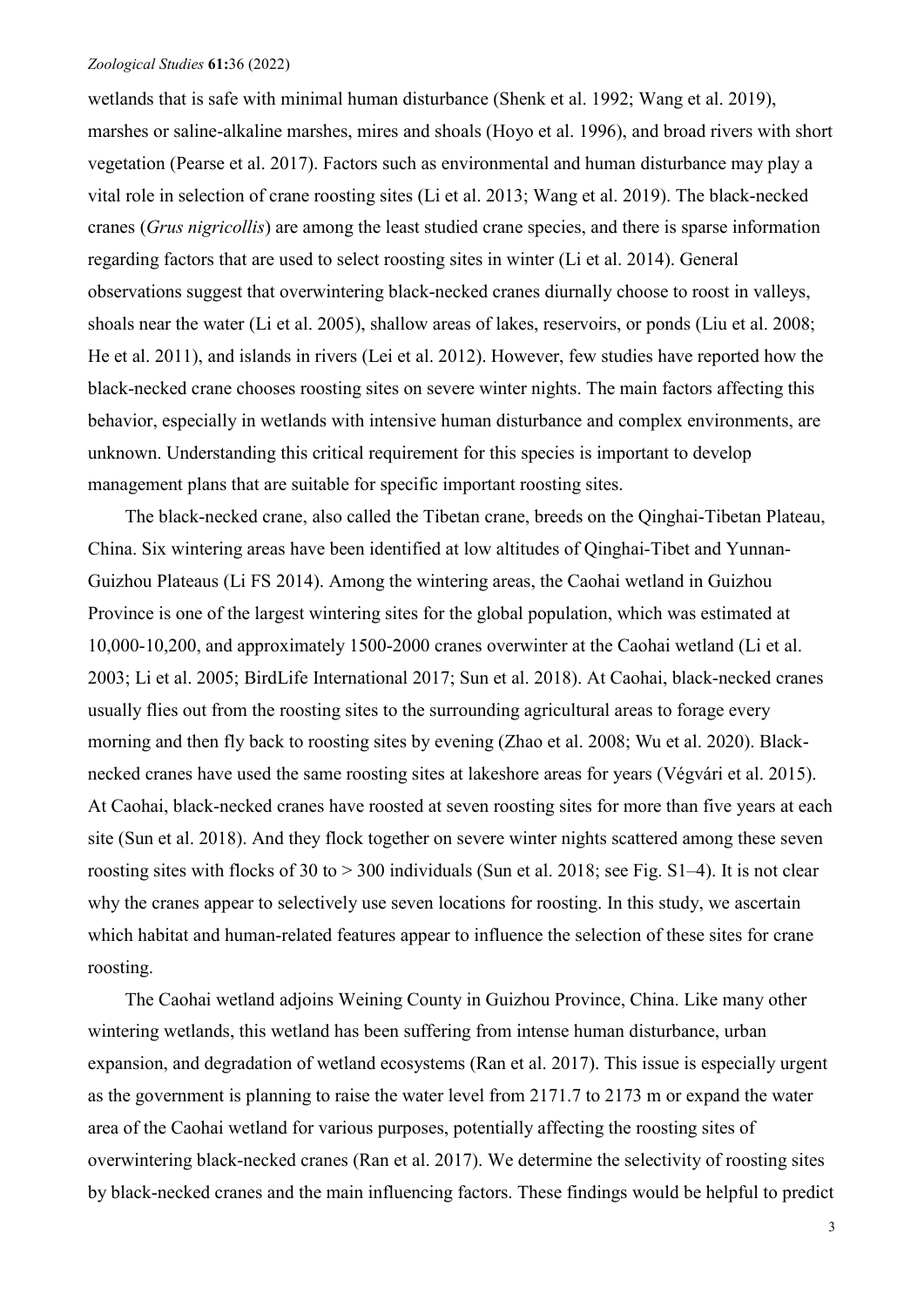wetlands that is safe with minimal human disturbance (Shenk et al. 1992; Wang et al. 2019), marshes or saline-alkaline marshes, mires and shoals (Hoyo et al. 1996), and broad rivers with short vegetation (Pearse et al. 2017). Factors such as environmental and human disturbance may play a vital role in selection of crane roosting sites (Li et al. 2013; Wang et al. 2019). The black-necked cranes (*Grus nigricollis*) are among the least studied crane species, and there is sparse information regarding factors that are used to select roosting sites in winter (Li et al. 2014). General observations suggest that overwintering black-necked cranes diurnally choose to roost in valleys, shoals near the water (Li et al. 2005), shallow areas of lakes, reservoirs, or ponds (Liu et al. 2008; He et al. 2011), and islands in rivers (Lei et al. 2012). However, few studies have reported how the black-necked crane chooses roosting sites on severe winter nights. The main factors affecting this behavior, especially in wetlands with intensive human disturbance and complex environments, are unknown. Understanding this critical requirement for this species is important to develop management plans that are suitable for specific important roosting sites.

The black-necked crane, also called the Tibetan crane, breeds on the Qinghai-Tibetan Plateau, China. Six wintering areas have been identified at low altitudes of Qinghai-Tibet and Yunnan-Guizhou Plateaus (Li FS 2014). Among the wintering areas, the Caohai wetland in Guizhou Province is one of the largest wintering sites for the global population, which was estimated at 10,000-10,200, and approximately 1500-2000 cranes overwinter at the Caohai wetland (Li et al. 2003; Li et al. 2005; BirdLife International 2017; Sun et al. 2018). At Caohai, black-necked cranes usually flies out from the roosting sites to the surrounding agricultural areas to forage every morning and then fly back to roosting sites by evening (Zhao et al. 2008; Wu et al. 2020). Black-necked cranes have used the same roosting sites at lakeshore areas for years (Végvári et al. 2015). At Caohai, black-necked cranes have roosted at seven roosting sites for more than five years at each site (Sun et al. 2018). And they flock together on severe winter nights scattered among these seven roosting sites with flocks of 30 to > 300 individuals (Sun et al. 2018; see Fig. S1–4). It is not clear why the cranes appear to selectively use seven locations for roosting. In this study, we ascertain which habitat and human-related features appear to influence the selection of these sites for crane roosting.

The Caohai wetland adjoins Weining County in Guizhou Province, China. Like many other wintering wetlands, this wetland has been suffering from intense human disturbance, urban expansion, and degradation of wetland ecosystems (Ran et al. 2017). This issue is especially urgent as the government is planning to raise the water level from 2171.7 to 2173 m or expand the water area of the Caohai wetland for various purposes, potentially affecting the roosting sites of overwintering black-necked cranes (Ran et al. 2017). We determine the selectivity of roosting sites by black-necked cranes and the main influencing factors. These findings would be helpful to predict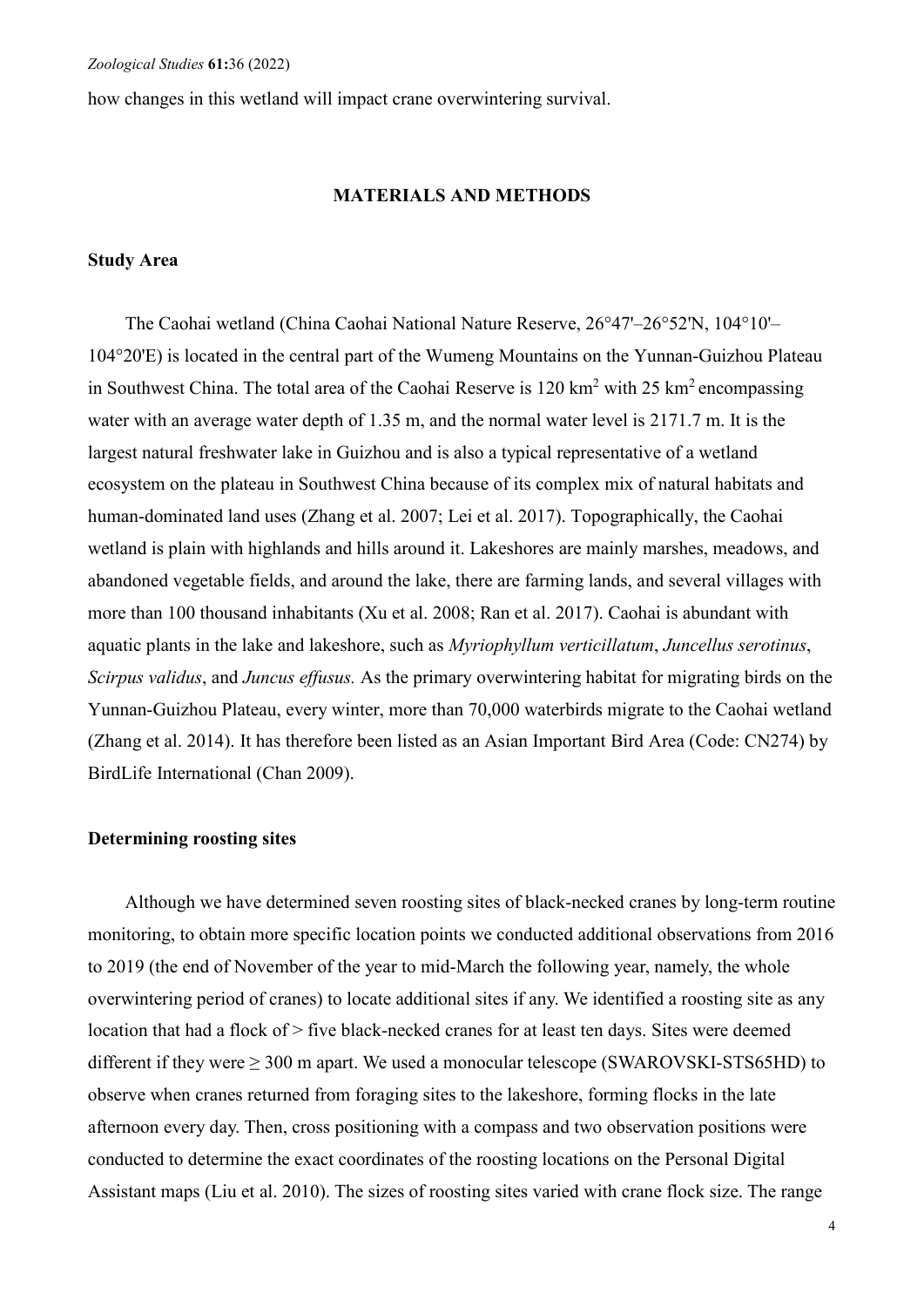how changes in this wetland will impact crane overwintering survival.

## MATERIALS AND METHODS

### Study Area

The Caohai wetland (China Caohai National Nature Reserve, 26°47'–26°52'N, 104°10'–104°20'E) is located in the central part of the Wumeng Mountains on the Yunnan-Guizhou Plateau in Southwest China. The total area of the Caohai Reserve is 120 km$^2$ with 25 km$^2$ encompassing water with an average water depth of 1.35 m, and the normal water level is 2171.7 m. It is the largest natural freshwater lake in Guizhou and is also a typical representative of a wetland ecosystem on the plateau in Southwest China because of its complex mix of natural habitats and human-dominated land uses (Zhang et al. 2007; Lei et al. 2017). Topographically, the Caohai wetland is plain with highlands and hills around it. Lakeshores are mainly marshes, meadows, and abandoned vegetable fields, and around the lake, there are farming lands, and several villages with more than 100 thousand inhabitants (Xu et al. 2008; Ran et al. 2017). Caohai is abundant with aquatic plants in the lake and lakeshore, such as *Myriophyllum verticillatum*, *Juncellus serotinus*, *Scirpus validus*, and *Juncus effusus.* As the primary overwintering habitat for migrating birds on the Yunnan-Guizhou Plateau, every winter, more than 70,000 waterbirds migrate to the Caohai wetland (Zhang et al. 2014). It has therefore been listed as an Asian Important Bird Area (Code: CN274) by BirdLife International (Chan 2009).

### Determining roosting sites

Although we have determined seven roosting sites of black-necked cranes by long-term routine monitoring, to obtain more specific location points we conducted additional observations from 2016 to 2019 (the end of November of the year to mid-March the following year, namely, the whole overwintering period of cranes) to locate additional sites if any. We identified a roosting site as any location that had a flock of > five black-necked cranes for at least ten days. Sites were deemed different if they were ≥ 300 m apart. We used a monocular telescope (SWAROVSKI-STS65HD) to observe when cranes returned from foraging sites to the lakeshore, forming flocks in the late afternoon every day. Then, cross positioning with a compass and two observation positions were conducted to determine the exact coordinates of the roosting locations on the Personal Digital Assistant maps (Liu et al. 2010). The sizes of roosting sites varied with crane flock size. The range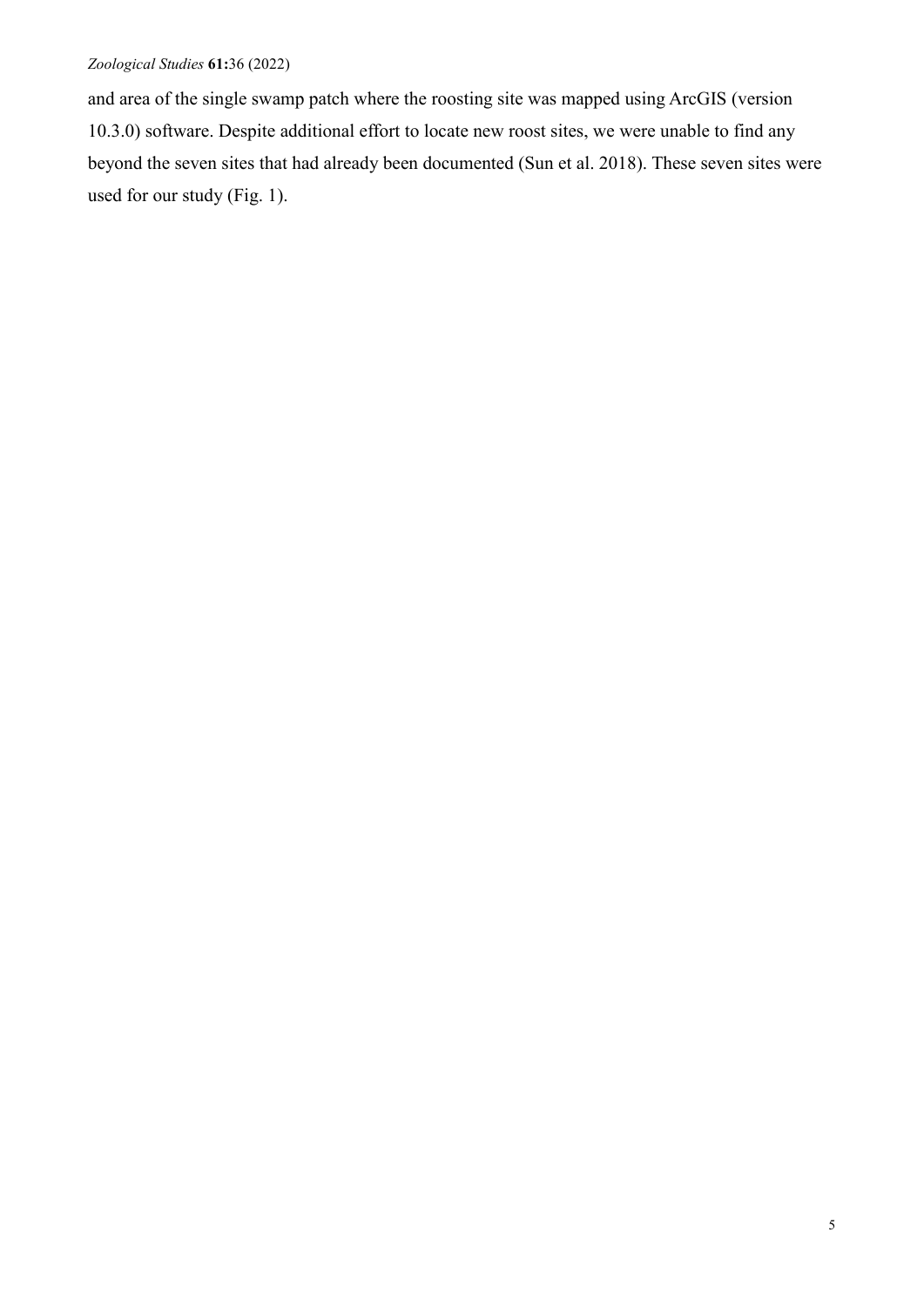and area of the single swamp patch where the roosting site was mapped using ArcGIS (version 10.3.0) software. Despite additional effort to locate new roost sites, we were unable to find any beyond the seven sites that had already been documented (Sun et al. 2018). These seven sites were used for our study (Fig. 1).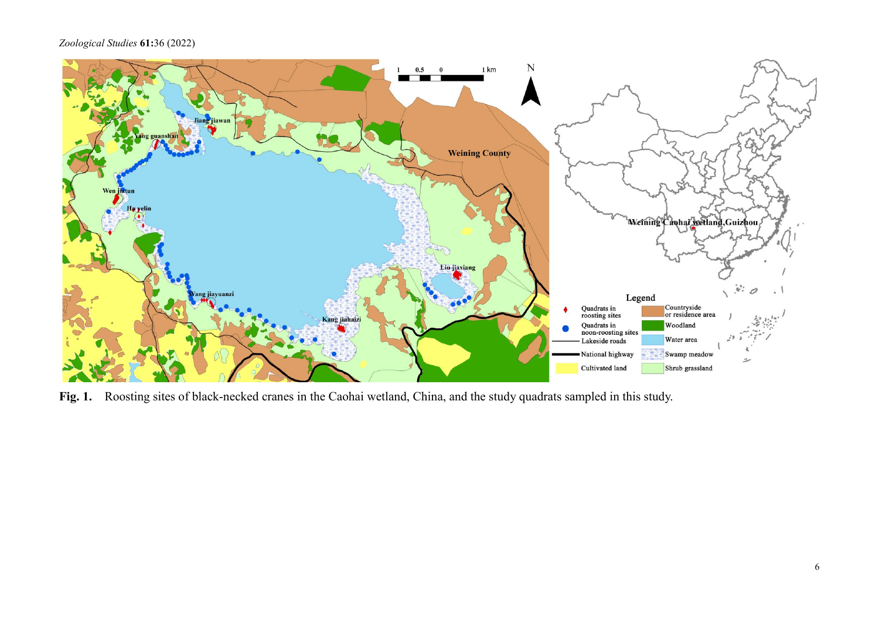**Fig. 1.** Roosting sites of black-necked cranes in the Caohai wetland, China, and the study quadrats sampled in this study.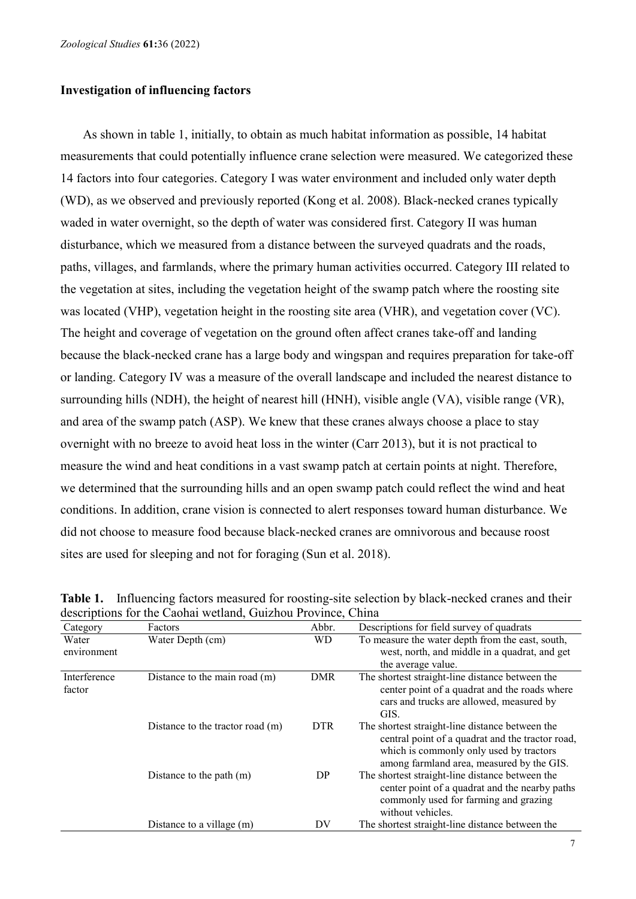### Investigation of influencing factors

As shown in table 1, initially, to obtain as much habitat information as possible, 14 habitat measurements that could potentially influence crane selection were measured. We categorized these 14 factors into four categories. Category I was water environment and included only water depth (WD), as we observed and previously reported (Kong et al. 2008). Black-necked cranes typically waded in water overnight, so the depth of water was considered first. Category II was human disturbance, which we measured from a distance between the surveyed quadrats and the roads, paths, villages, and farmlands, where the primary human activities occurred. Category III related to the vegetation at sites, including the vegetation height of the swamp patch where the roosting site was located (VHP), vegetation height in the roosting site area (VHR), and vegetation cover (VC). The height and coverage of vegetation on the ground often affect cranes take-off and landing because the black-necked crane has a large body and wingspan and requires preparation for take-off or landing. Category IV was a measure of the overall landscape and included the nearest distance to surrounding hills (NDH), the height of nearest hill (HNH), visible angle (VA), visible range (VR), and area of the swamp patch (ASP). We knew that these cranes always choose a place to stay overnight with no breeze to avoid heat loss in the winter (Carr 2013), but it is not practical to measure the wind and heat conditions in a vast swamp patch at certain points at night. Therefore, we determined that the surrounding hills and an open swamp patch could reflect the wind and heat conditions. In addition, crane vision is connected to alert responses toward human disturbance. We did not choose to measure food because black-necked cranes are omnivorous and because roost sites are used for sleeping and not for foraging (Sun et al. 2018).

**Table 1.** Influencing factors measured for roosting-site selection by black-necked cranes and their descriptions for the Caohai wetland, Guizhou Province, China

| Category | Factors | Abbr. | Descriptions for field survey of quadrats |
|---|---|---|---|
| Water environment | Water Depth (cm) | WD | To measure the water depth from the east, south, west, north, and middle in a quadrat, and get the average value. |
| Interference factor | Distance to the main road (m) | DMR | The shortest straight-line distance between the center point of a quadrat and the roads where cars and trucks are allowed, measured by GIS. |
| | Distance to the tractor road (m) | DTR | The shortest straight-line distance between the central point of a quadrat and the tractor road, which is commonly only used by tractors among farmland area, measured by the GIS. |
| | Distance to the path (m) | DP | The shortest straight-line distance between the center point of a quadrat and the nearby paths commonly used for farming and grazing without vehicles. |
| | Distance to a village (m) | DV | The shortest straight-line distance between the |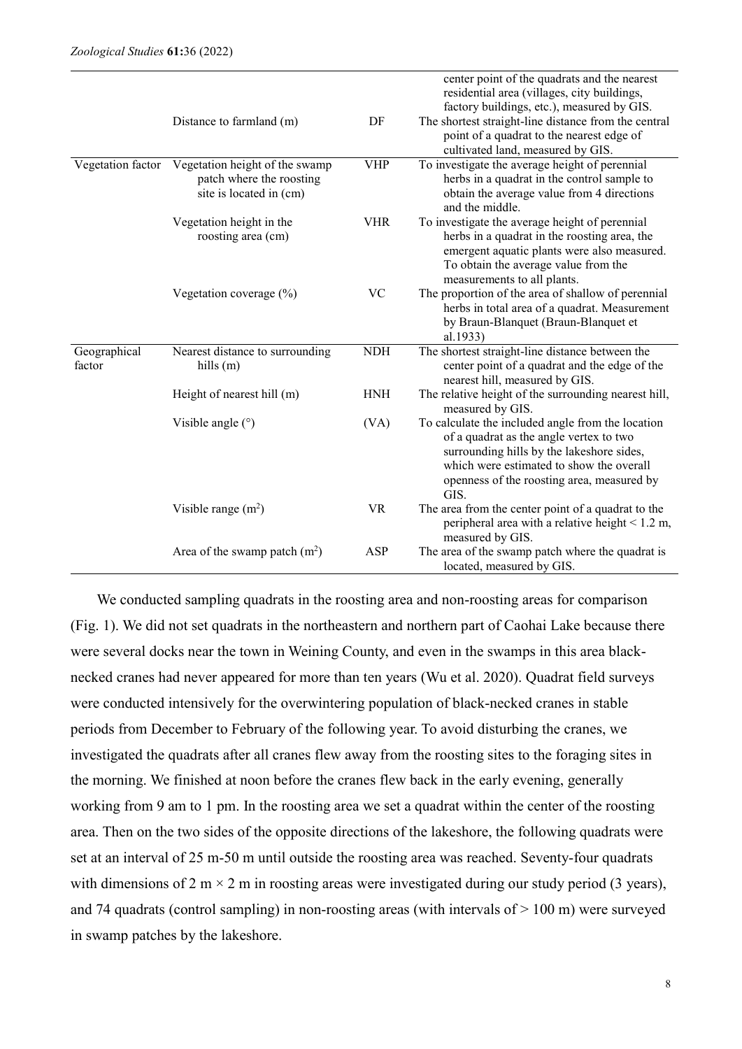| | | | |
|---|---|---|---|
| | | | center point of the quadrats and the nearest residential area (villages, city buildings, factory buildings, etc.), measured by GIS. |
| | Distance to farmland (m) | DF | The shortest straight-line distance from the central point of a quadrat to the nearest edge of cultivated land, measured by GIS. |
| Vegetation factor | Vegetation height of the swamp patch where the roosting site is located in (cm) | VHP | To investigate the average height of perennial herbs in a quadrat in the control sample to obtain the average value from 4 directions and the middle. |
| | Vegetation height in the roosting area (cm) | VHR | To investigate the average height of perennial herbs in a quadrat in the roosting area, the emergent aquatic plants were also measured. To obtain the average value from the measurements to all plants. |
| | Vegetation coverage (%) | VC | The proportion of the area of shallow of perennial herbs in total area of a quadrat. Measurement by Braun-Blanquet (Braun-Blanquet et al.1933) |
| Geographical factor | Nearest distance to surrounding hills (m) | NDH | The shortest straight-line distance between the center point of a quadrat and the edge of the nearest hill, measured by GIS. |
| | Height of nearest hill (m) | HNH | The relative height of the surrounding nearest hill, measured by GIS. |
| | Visible angle (°) | (VA) | To calculate the included angle from the location of a quadrat as the angle vertex to two surrounding hills by the lakeshore sides, which were estimated to show the overall openness of the roosting area, measured by GIS. |
| | Visible range ($m^2$) | VR | The area from the center point of a quadrat to the peripheral area with a relative height < 1.2 m, measured by GIS. |
| | Area of the swamp patch ($m^2$) | ASP | The area of the swamp patch where the quadrat is located, measured by GIS. |

We conducted sampling quadrats in the roosting area and non-roosting areas for comparison (Fig. 1). We did not set quadrats in the northeastern and northern part of Caohai Lake because there were several docks near the town in Weining County, and even in the swamps in this area black-necked cranes had never appeared for more than ten years (Wu et al. 2020). Quadrat field surveys were conducted intensively for the overwintering population of black-necked cranes in stable periods from December to February of the following year. To avoid disturbing the cranes, we investigated the quadrats after all cranes flew away from the roosting sites to the foraging sites in the morning. We finished at noon before the cranes flew back in the early evening, generally working from 9 am to 1 pm. In the roosting area we set a quadrat within the center of the roosting area. Then on the two sides of the opposite directions of the lakeshore, the following quadrats were set at an interval of 25 m-50 m until outside the roosting area was reached. Seventy-four quadrats with dimensions of 2 m × 2 m in roosting areas were investigated during our study period (3 years), and 74 quadrats (control sampling) in non-roosting areas (with intervals of > 100 m) were surveyed in swamp patches by the lakeshore.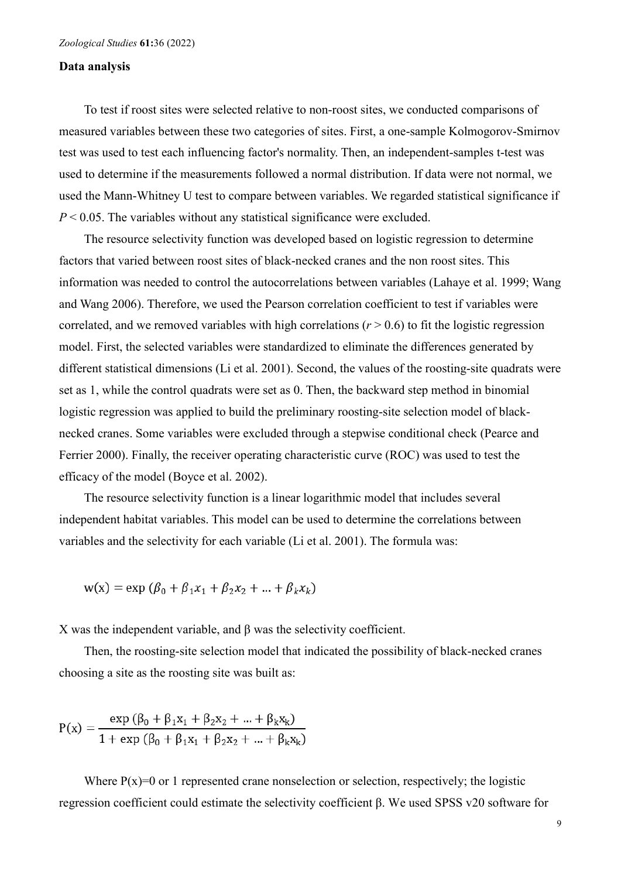**Data analysis**

To test if roost sites were selected relative to non-roost sites, we conducted comparisons of measured variables between these two categories of sites. First, a one-sample Kolmogorov-Smirnov test was used to test each influencing factor's normality. Then, an independent-samples t-test was used to determine if the measurements followed a normal distribution. If data were not normal, we used the Mann-Whitney U test to compare between variables. We regarded statistical significance if $P < 0.05$. The variables without any statistical significance were excluded.

The resource selectivity function was developed based on logistic regression to determine factors that varied between roost sites of black-necked cranes and the non roost sites. This information was needed to control the autocorrelations between variables (Lahaye et al. 1999; Wang and Wang 2006). Therefore, we used the Pearson correlation coefficient to test if variables were correlated, and we removed variables with high correlations ($r > 0.6$) to fit the logistic regression model. First, the selected variables were standardized to eliminate the differences generated by different statistical dimensions (Li et al. 2001). Second, the values of the roosting-site quadrats were set as 1, while the control quadrats were set as 0. Then, the backward step method in binomial logistic regression was applied to build the preliminary roosting-site selection model of black-necked cranes. Some variables were excluded through a stepwise conditional check (Pearce and Ferrier 2000). Finally, the receiver operating characteristic curve (ROC) was used to test the efficacy of the model (Boyce et al. 2002).

The resource selectivity function is a linear logarithmic model that includes several independent habitat variables. This model can be used to determine the correlations between variables and the selectivity for each variable (Li et al. 2001). The formula was:

$$w(x) = \exp\,(\beta_0 + \beta_1 x_1 + \beta_2 x_2 + \ldots + \beta_k x_k)$$

X was the independent variable, and β was the selectivity coefficient.

Then, the roosting-site selection model that indicated the possibility of black-necked cranes choosing a site as the roosting site was built as:

$$P(x) = \frac{\exp\,(\beta_0 + \beta_1 x_1 + \beta_2 x_2 + \ldots + \beta_k x_k)}{1 + \exp\,(\beta_0 + \beta_1 x_1 + \beta_2 x_2 + \ldots + \beta_k x_k)}$$

Where $P(x)=0$ or 1 represented crane nonselection or selection, respectively; the logistic regression coefficient could estimate the selectivity coefficient β. We used SPSS v20 software for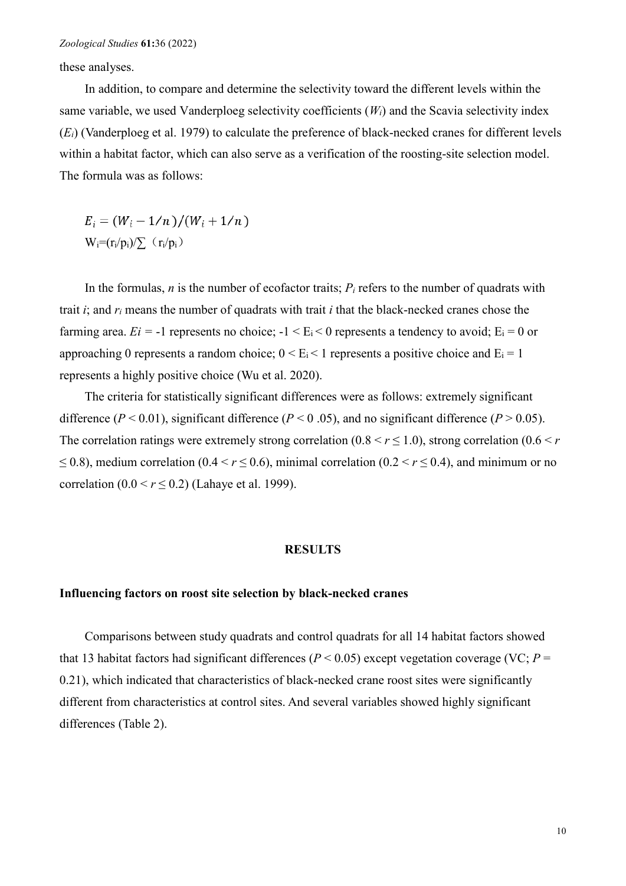these analyses.

In addition, to compare and determine the selectivity toward the different levels within the same variable, we used Vanderploeg selectivity coefficients ($W_i$) and the Scavia selectivity index ($E_i$) (Vanderploeg et al. 1979) to calculate the preference of black-necked cranes for different levels within a habitat factor, which can also serve as a verification of the roosting-site selection model. The formula was as follows:

$$E_i = (W_i - 1/n)/(W_i + 1/n)$$

$$W_i = (r_i/p_i)/\sum(r_i/p_i)$$

In the formulas, $n$ is the number of ecofactor traits; $P_i$ refers to the number of quadrats with trait $i$; and $r_i$ means the number of quadrats with trait $i$ that the black-necked cranes chose the farming area. $Ei = -1$ represents no choice; $-1 < E_i < 0$ represents a tendency to avoid; $E_i = 0$ or approaching 0 represents a random choice; $0 < E_i < 1$ represents a positive choice and $E_i = 1$ represents a highly positive choice (Wu et al. 2020).

The criteria for statistically significant differences were as follows: extremely significant difference ($P < 0.01$), significant difference ($P < 0.05$), and no significant difference ($P > 0.05$). The correlation ratings were extremely strong correlation ($0.8 < r \leq 1.0$), strong correlation ($0.6 < r \leq 0.8$), medium correlation ($0.4 < r \leq 0.6$), minimal correlation ($0.2 < r \leq 0.4$), and minimum or no correlation ($0.0 < r \leq 0.2$) (Lahaye et al. 1999).

## RESULTS

### Influencing factors on roost site selection by black-necked cranes

Comparisons between study quadrats and control quadrats for all 14 habitat factors showed that 13 habitat factors had significant differences ($P < 0.05$) except vegetation coverage (VC; $P = 0.21$), which indicated that characteristics of black-necked crane roost sites were significantly different from characteristics at control sites. And several variables showed highly significant differences (Table 2).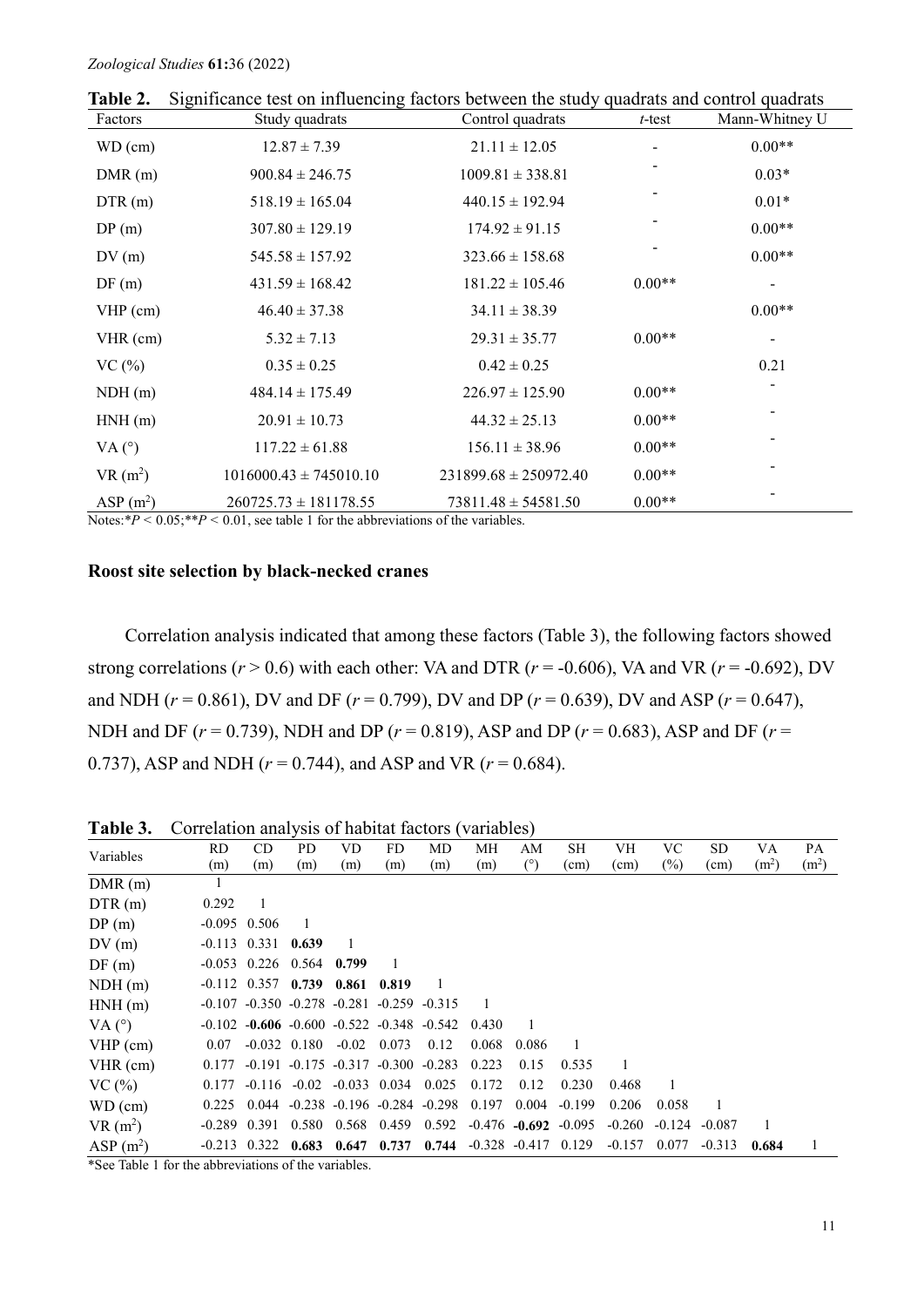**Table 2.** Significance test on influencing factors between the study quadrats and control quadrats

| Factors | Study quadrats | Control quadrats | *t*-test | Mann-Whitney U |
|---|---|---|---|---|
| WD (cm) | 12.87 ± 7.39 | 21.11 ± 12.05 | - | 0.00** |
| DMR (m) | 900.84 ± 246.75 | 1009.81 ± 338.81 | - | 0.03* |
| DTR (m) | 518.19 ± 165.04 | 440.15 ± 192.94 | - | 0.01* |
| DP (m) | 307.80 ± 129.19 | 174.92 ± 91.15 | - | 0.00** |
| DV (m) | 545.58 ± 157.92 | 323.66 ± 158.68 | - | 0.00** |
| DF (m) | 431.59 ± 168.42 | 181.22 ± 105.46 | 0.00** | - |
| VHP (cm) | 46.40 ± 37.38 | 34.11 ± 38.39 | | 0.00** |
| VHR (cm) | 5.32 ± 7.13 | 29.31 ± 35.77 | 0.00** | - |
| VC (%) | 0.35 ± 0.25 | 0.42 ± 0.25 | | 0.21 |
| NDH (m) | 484.14 ± 175.49 | 226.97 ± 125.90 | 0.00** | - |
| HNH (m) | 20.91 ± 10.73 | 44.32 ± 25.13 | 0.00** | - |
| VA (°) | 117.22 ± 61.88 | 156.11 ± 38.96 | 0.00** | - |
| VR ($m^2$) | 1016000.43 ± 745010.10 | 231899.68 ± 250972.40 | 0.00** | - |
| ASP ($m^2$) | 260725.73 ± 181178.55 | 73811.48 ± 54581.50 | 0.00** | - |

Notes:*$P < 0.05$;**$P < 0.01$, see table 1 for the abbreviations of the variables.

### Roost site selection by black-necked cranes

Correlation analysis indicated that among these factors (Table 3), the following factors showed strong correlations ($r > 0.6$) with each other: VA and DTR ($r = -0.606$), VA and VR ($r = -0.692$), DV and NDH ($r = 0.861$), DV and DF ($r = 0.799$), DV and DP ($r = 0.639$), DV and ASP ($r = 0.647$), NDH and DF ($r = 0.739$), NDH and DP ($r = 0.819$), ASP and DP ($r = 0.683$), ASP and DF ($r = 0.737$), ASP and NDH ($r = 0.744$), and ASP and VR ($r = 0.684$).

**Table 3.** Correlation analysis of habitat factors (variables)

| Variables | RD (m) | CD (m) | PD (m) | VD (m) | FD (m) | MD (m) | MH (m) | AM (°) | SH (cm) | VH (cm) | VC (%) | SD (cm) | VA ($m^2$) | PA ($m^2$) |
|---|---|---|---|---|---|---|---|---|---|---|---|---|---|---|
| DMR (m) | 1 | | | | | | | | | | | | | |
| DTR (m) | 0.292 | 1 | | | | | | | | | | | | |
| DP (m) | -0.095 | 0.506 | 1 | | | | | | | | | | | |
| DV (m) | -0.113 | 0.331 | **0.639** | 1 | | | | | | | | | | |
| DF (m) | -0.053 | 0.226 | 0.564 | **0.799** | 1 | | | | | | | | | |
| NDH (m) | -0.112 | 0.357 | **0.739** | **0.861** | **0.819** | 1 | | | | | | | | |
| HNH (m) | -0.107 | -0.350 | -0.278 | -0.281 | -0.259 | -0.315 | 1 | | | | | | | |
| VA (°) | -0.102 | **-0.606** | -0.600 | -0.522 | -0.348 | -0.542 | 0.430 | 1 | | | | | | |
| VHP (cm) | 0.07 | -0.032 | 0.180 | -0.02 | 0.073 | 0.12 | 0.068 | 0.086 | 1 | | | | | |
| VHR (cm) | 0.177 | -0.191 | -0.175 | -0.317 | -0.300 | -0.283 | 0.223 | 0.15 | 0.535 | 1 | | | | |
| VC (%) | 0.177 | -0.116 | -0.02 | -0.033 | 0.034 | 0.025 | 0.172 | 0.12 | 0.230 | 0.468 | 1 | | | |
| WD (cm) | 0.225 | 0.044 | -0.238 | -0.196 | -0.284 | -0.298 | 0.197 | 0.004 | -0.199 | 0.206 | 0.058 | 1 | | |
| VR ($m^2$) | -0.289 | 0.391 | 0.580 | 0.568 | 0.459 | 0.592 | -0.476 | **-0.692** | -0.095 | -0.260 | -0.124 | -0.087 | 1 | |
| ASP ($m^2$) | -0.213 | 0.322 | **0.683** | **0.647** | **0.737** | **0.744** | -0.328 | -0.417 | 0.129 | -0.157 | 0.077 | -0.313 | **0.684** | 1 |

*See Table 1 for the abbreviations of the variables.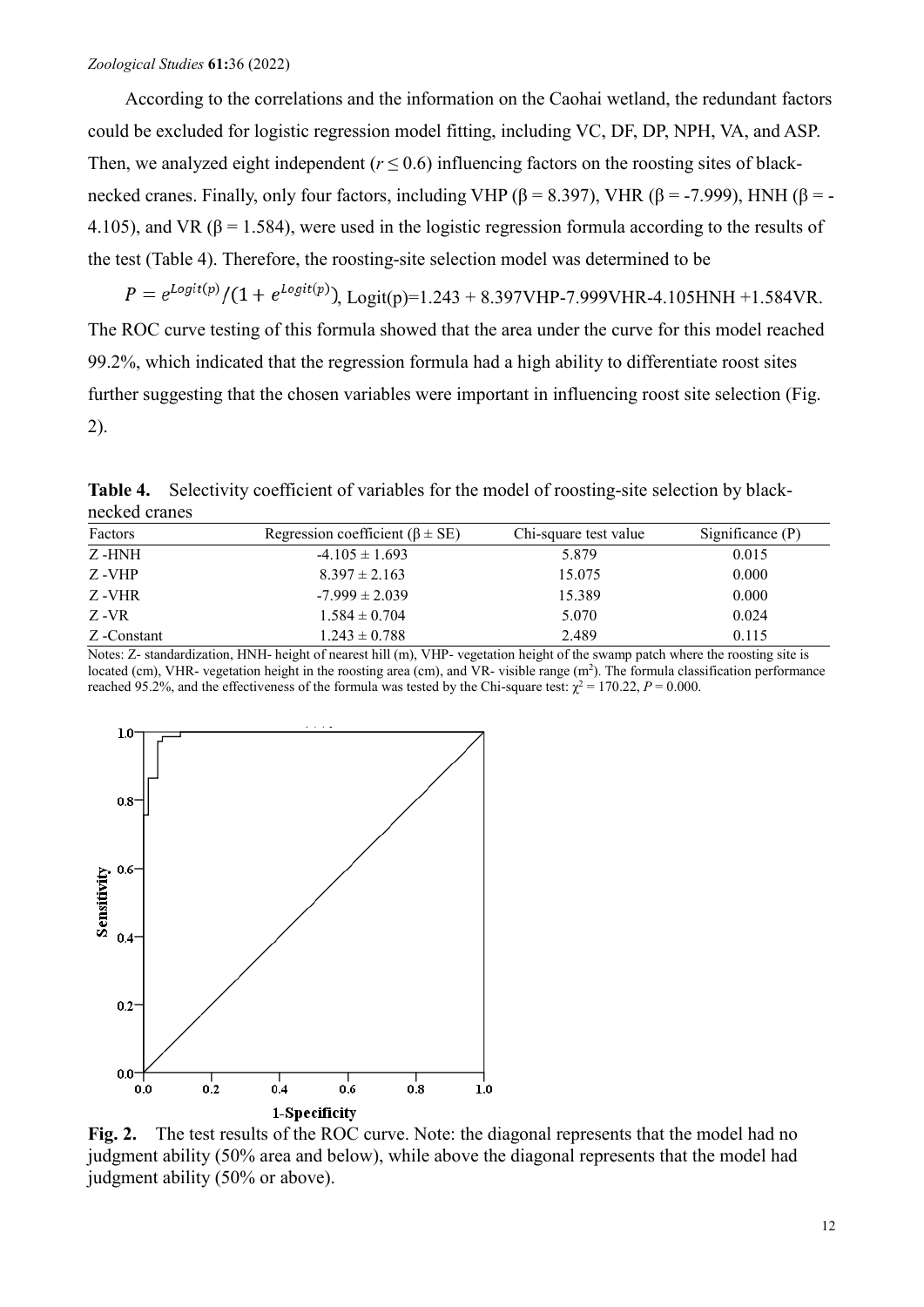According to the correlations and the information on the Caohai wetland, the redundant factors could be excluded for logistic regression model fitting, including VC, DF, DP, NPH, VA, and ASP. Then, we analyzed eight independent ($r \leq 0.6$) influencing factors on the roosting sites of black-necked cranes. Finally, only four factors, including VHP ($\beta = 8.397$), VHR ($\beta = -7.999$), HNH ($\beta = -4.105$), and VR ($\beta = 1.584$), were used in the logistic regression formula according to the results of the test (Table 4). Therefore, the roosting-site selection model was determined to be

$P = e^{Logit(p)}/(1 + e^{Logit(p)})$, Logit(p)=1.243 + 8.397VHP-7.999VHR-4.105HNH +1.584VR.

The ROC curve testing of this formula showed that the area under the curve for this model reached 99.2%, which indicated that the regression formula had a high ability to differentiate roost sites further suggesting that the chosen variables were important in influencing roost site selection (Fig. 2).

**Table 4.** Selectivity coefficient of variables for the model of roosting-site selection by black-necked cranes

| Factors | Regression coefficient ($\beta \pm$ SE) | Chi-square test value | Significance (P) |
|---|---|---|---|
| Z -HNH | -4.105 ± 1.693 | 5.879 | 0.015 |
| Z -VHP | 8.397 ± 2.163 | 15.075 | 0.000 |
| Z -VHR | -7.999 ± 2.039 | 15.389 | 0.000 |
| Z -VR | 1.584 ± 0.704 | 5.070 | 0.024 |
| Z -Constant | 1.243 ± 0.788 | 2.489 | 0.115 |

Notes: Z- standardization, HNH- height of nearest hill (m), VHP- vegetation height of the swamp patch where the roosting site is located (cm), VHR- vegetation height in the roosting area (cm), and VR- visible range ($m^2$). The formula classification performance reached 95.2%, and the effectiveness of the formula was tested by the Chi-square test: $\chi^2 = 170.22$, $P = 0.000$.

**Fig. 2.** The test results of the ROC curve. Note: the diagonal represents that the model had no judgment ability (50% area and below), while above the diagonal represents that the model had judgment ability (50% or above).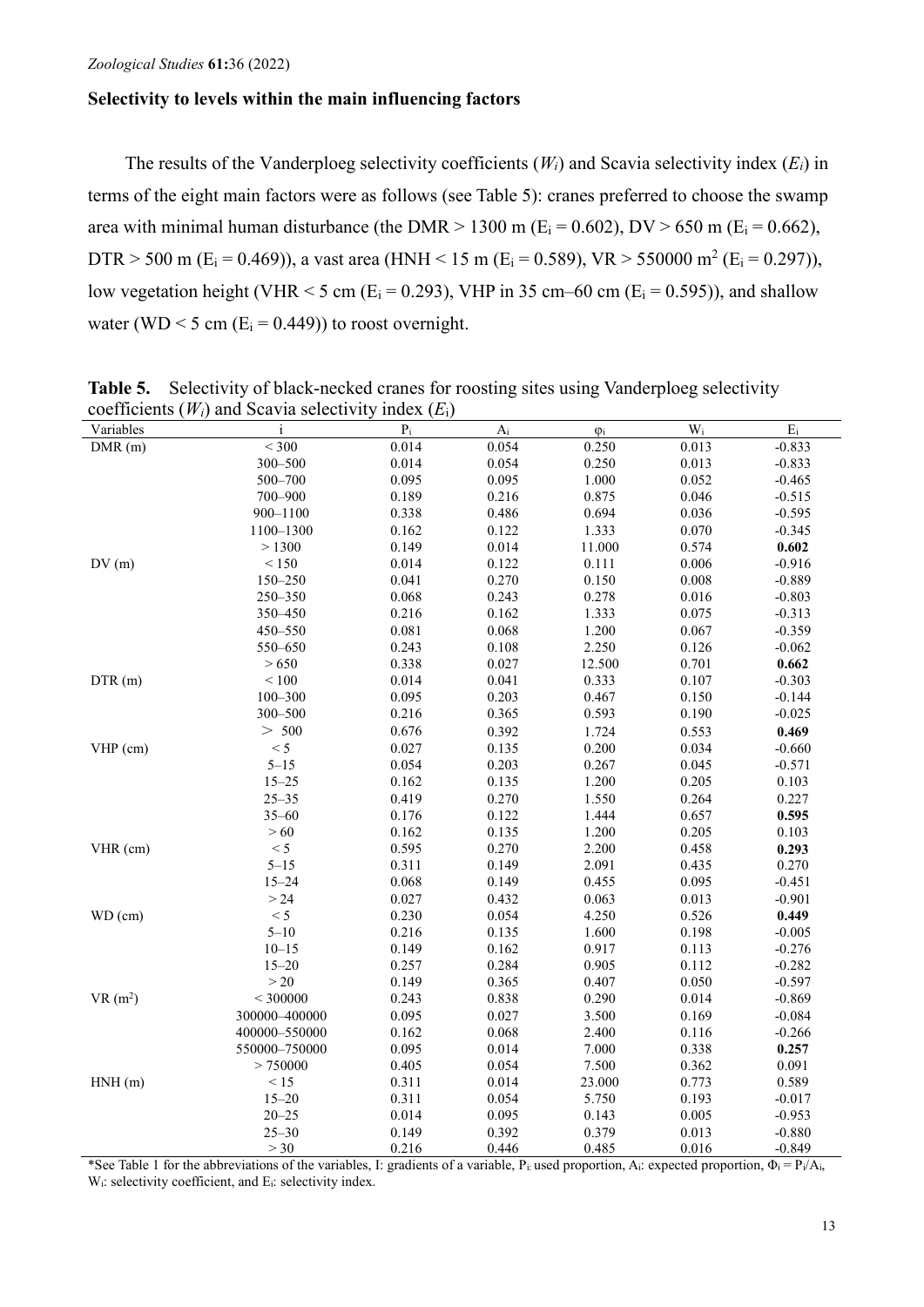### Selectivity to levels within the main influencing factors

The results of the Vanderploeg selectivity coefficients ($W_i$) and Scavia selectivity index ($E_i$) in terms of the eight main factors were as follows (see Table 5): cranes preferred to choose the swamp area with minimal human disturbance (the DMR > 1300 m ($E_i$ = 0.602), DV > 650 m ($E_i$ = 0.662), DTR > 500 m ($E_i$ = 0.469)), a vast area (HNH < 15 m ($E_i$ = 0.589), VR > 550000 $m^2$ ($E_i$ = 0.297)), low vegetation height (VHR < 5 cm ($E_i$ = 0.293), VHP in 35 cm–60 cm ($E_i$ = 0.595)), and shallow water (WD < 5 cm ($E_i$ = 0.449)) to roost overnight.

**Table 5.** Selectivity of black-necked cranes for roosting sites using Vanderploeg selectivity coefficients ($W_i$) and Scavia selectivity index ($E_i$)

| Variables | i | $P_i$ | $A_i$ | $\varphi_i$ | $W_i$ | $E_i$ |
|---|---|---|---|---|---|---|
| DMR (m) | < 300 | 0.014 | 0.054 | 0.250 | 0.013 | -0.833 |
| | 300–500 | 0.014 | 0.054 | 0.250 | 0.013 | -0.833 |
| | 500–700 | 0.095 | 0.095 | 1.000 | 0.052 | -0.465 |
| | 700–900 | 0.189 | 0.216 | 0.875 | 0.046 | -0.515 |
| | 900–1100 | 0.338 | 0.486 | 0.694 | 0.036 | -0.595 |
| | 1100–1300 | 0.162 | 0.122 | 1.333 | 0.070 | -0.345 |
| | > 1300 | 0.149 | 0.014 | 11.000 | 0.574 | **0.602** |
| DV (m) | < 150 | 0.014 | 0.122 | 0.111 | 0.006 | -0.916 |
| | 150–250 | 0.041 | 0.270 | 0.150 | 0.008 | -0.889 |
| | 250–350 | 0.068 | 0.243 | 0.278 | 0.016 | -0.803 |
| | 350–450 | 0.216 | 0.162 | 1.333 | 0.075 | -0.313 |
| | 450–550 | 0.081 | 0.068 | 1.200 | 0.067 | -0.359 |
| | 550–650 | 0.243 | 0.108 | 2.250 | 0.126 | -0.062 |
| | > 650 | 0.338 | 0.027 | 12.500 | 0.701 | **0.662** |
| DTR (m) | < 100 | 0.014 | 0.041 | 0.333 | 0.107 | -0.303 |
| | 100–300 | 0.095 | 0.203 | 0.467 | 0.150 | -0.144 |
| | 300–500 | 0.216 | 0.365 | 0.593 | 0.190 | -0.025 |
| | > 500 | 0.676 | 0.392 | 1.724 | 0.553 | **0.469** |
| VHP (cm) | < 5 | 0.027 | 0.135 | 0.200 | 0.034 | -0.660 |
| | 5–15 | 0.054 | 0.203 | 0.267 | 0.045 | -0.571 |
| | 15–25 | 0.162 | 0.135 | 1.200 | 0.205 | 0.103 |
| | 25–35 | 0.419 | 0.270 | 1.550 | 0.264 | 0.227 |
| | 35–60 | 0.176 | 0.122 | 1.444 | 0.657 | **0.595** |
| | > 60 | 0.162 | 0.135 | 1.200 | 0.205 | 0.103 |
| VHR (cm) | < 5 | 0.595 | 0.270 | 2.200 | 0.458 | **0.293** |
| | 5–15 | 0.311 | 0.149 | 2.091 | 0.435 | 0.270 |
| | 15–24 | 0.068 | 0.149 | 0.455 | 0.095 | -0.451 |
| | > 24 | 0.027 | 0.432 | 0.063 | 0.013 | -0.901 |
| WD (cm) | < 5 | 0.230 | 0.054 | 4.250 | 0.526 | **0.449** |
| | 5–10 | 0.216 | 0.135 | 1.600 | 0.198 | -0.005 |
| | 10–15 | 0.149 | 0.162 | 0.917 | 0.113 | -0.276 |
| | 15–20 | 0.257 | 0.284 | 0.905 | 0.112 | -0.282 |
| | > 20 | 0.149 | 0.365 | 0.407 | 0.050 | -0.597 |
| VR ($m^2$) | < 300000 | 0.243 | 0.838 | 0.290 | 0.014 | -0.869 |
| | 300000–400000 | 0.095 | 0.027 | 3.500 | 0.169 | -0.084 |
| | 400000–550000 | 0.162 | 0.068 | 2.400 | 0.116 | -0.266 |
| | 550000–750000 | 0.095 | 0.014 | 7.000 | 0.338 | **0.257** |
| | > 750000 | 0.405 | 0.054 | 7.500 | 0.362 | 0.091 |
| HNH (m) | < 15 | 0.311 | 0.014 | 23.000 | 0.773 | 0.589 |
| | 15–20 | 0.311 | 0.054 | 5.750 | 0.193 | -0.017 |
| | 20–25 | 0.014 | 0.095 | 0.143 | 0.005 | -0.953 |
| | 25–30 | 0.149 | 0.392 | 0.379 | 0.013 | -0.880 |
| | > 30 | 0.216 | 0.446 | 0.485 | 0.016 | -0.849 |

*See Table 1 for the abbreviations of the variables, I: gradients of a variable, $P_i$: used proportion, $A_i$: expected proportion, $\Phi_i = P_i/A_i$, $W_i$: selectivity coefficient, and $E_i$: selectivity index.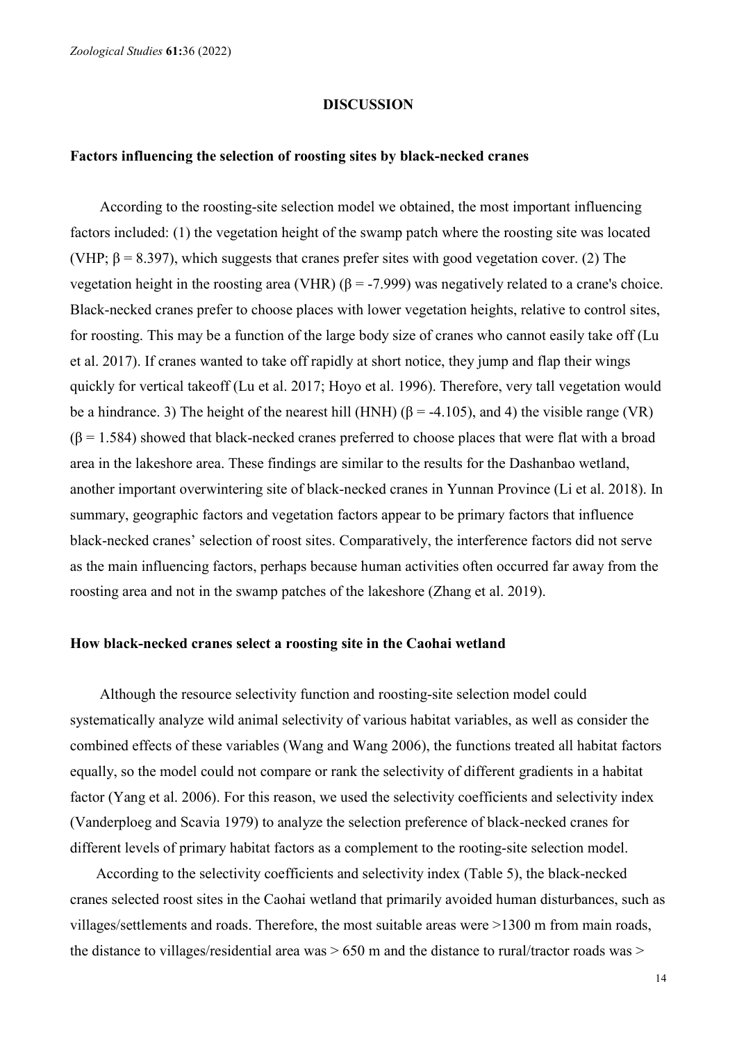## DISCUSSION

### Factors influencing the selection of roosting sites by black-necked cranes

According to the roosting-site selection model we obtained, the most important influencing factors included: (1) the vegetation height of the swamp patch where the roosting site was located (VHP; $\beta = 8.397$), which suggests that cranes prefer sites with good vegetation cover. (2) The vegetation height in the roosting area (VHR) ($\beta = -7.999$) was negatively related to a crane's choice. Black-necked cranes prefer to choose places with lower vegetation heights, relative to control sites, for roosting. This may be a function of the large body size of cranes who cannot easily take off (Lu et al. 2017). If cranes wanted to take off rapidly at short notice, they jump and flap their wings quickly for vertical takeoff (Lu et al. 2017; Hoyo et al. 1996). Therefore, very tall vegetation would be a hindrance. 3) The height of the nearest hill (HNH) ($\beta = -4.105$), and 4) the visible range (VR) ($\beta = 1.584$) showed that black-necked cranes preferred to choose places that were flat with a broad area in the lakeshore area. These findings are similar to the results for the Dashanbao wetland, another important overwintering site of black-necked cranes in Yunnan Province (Li et al. 2018). In summary, geographic factors and vegetation factors appear to be primary factors that influence black-necked cranes' selection of roost sites. Comparatively, the interference factors did not serve as the main influencing factors, perhaps because human activities often occurred far away from the roosting area and not in the swamp patches of the lakeshore (Zhang et al. 2019).

### How black-necked cranes select a roosting site in the Caohai wetland

Although the resource selectivity function and roosting-site selection model could systematically analyze wild animal selectivity of various habitat variables, as well as consider the combined effects of these variables (Wang and Wang 2006), the functions treated all habitat factors equally, so the model could not compare or rank the selectivity of different gradients in a habitat factor (Yang et al. 2006). For this reason, we used the selectivity coefficients and selectivity index (Vanderploeg and Scavia 1979) to analyze the selection preference of black-necked cranes for different levels of primary habitat factors as a complement to the rooting-site selection model.

According to the selectivity coefficients and selectivity index (Table 5), the black-necked cranes selected roost sites in the Caohai wetland that primarily avoided human disturbances, such as villages/settlements and roads. Therefore, the most suitable areas were >1300 m from main roads, the distance to villages/residential area was > 650 m and the distance to rural/tractor roads was >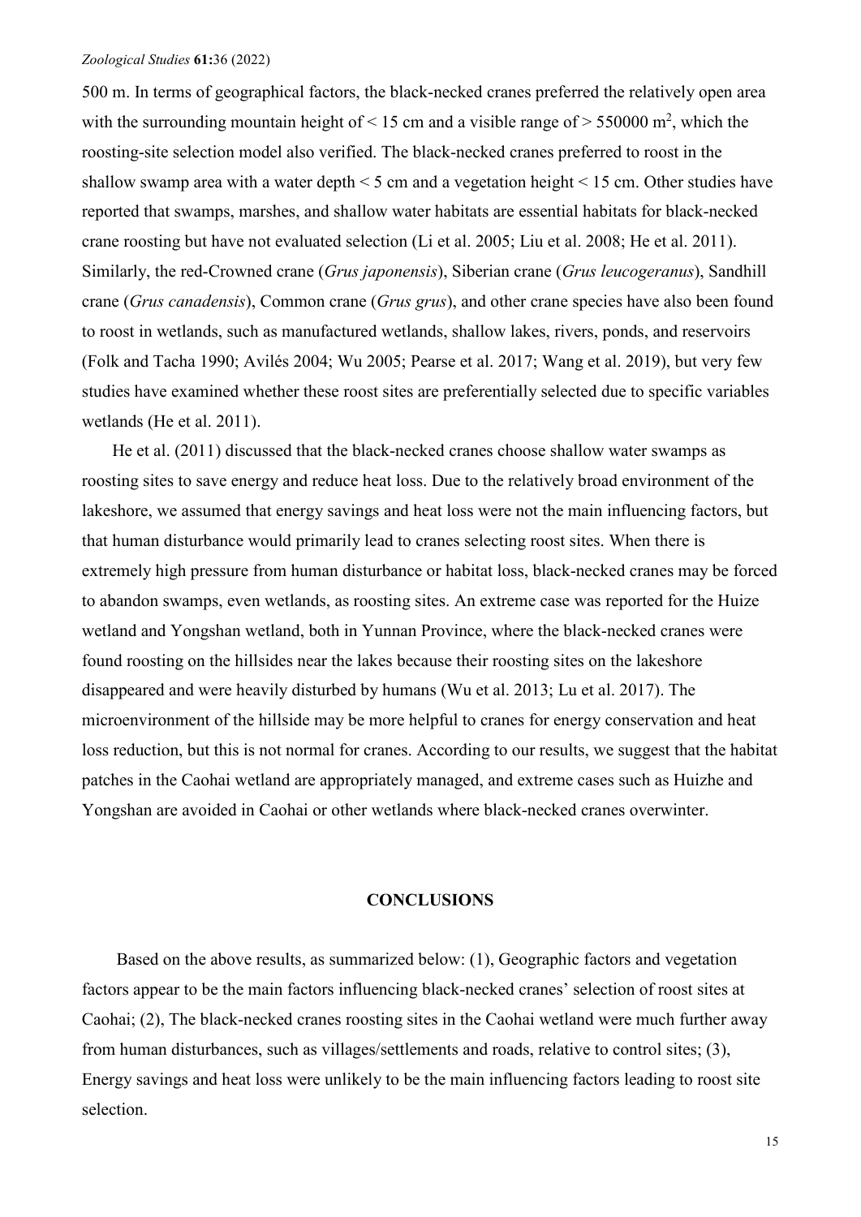500 m. In terms of geographical factors, the black-necked cranes preferred the relatively open area with the surrounding mountain height of < 15 cm and a visible range of > 550000 $m^2$, which the roosting-site selection model also verified. The black-necked cranes preferred to roost in the shallow swamp area with a water depth < 5 cm and a vegetation height < 15 cm. Other studies have reported that swamps, marshes, and shallow water habitats are essential habitats for black-necked crane roosting but have not evaluated selection (Li et al. 2005; Liu et al. 2008; He et al. 2011). Similarly, the red-Crowned crane (*Grus japonensis*), Siberian crane (*Grus leucogeranus*), Sandhill crane (*Grus canadensis*), Common crane (*Grus grus*), and other crane species have also been found to roost in wetlands, such as manufactured wetlands, shallow lakes, rivers, ponds, and reservoirs (Folk and Tacha 1990; Avilés 2004; Wu 2005; Pearse et al. 2017; Wang et al. 2019), but very few studies have examined whether these roost sites are preferentially selected due to specific variables wetlands (He et al. 2011).

He et al. (2011) discussed that the black-necked cranes choose shallow water swamps as roosting sites to save energy and reduce heat loss. Due to the relatively broad environment of the lakeshore, we assumed that energy savings and heat loss were not the main influencing factors, but that human disturbance would primarily lead to cranes selecting roost sites. When there is extremely high pressure from human disturbance or habitat loss, black-necked cranes may be forced to abandon swamps, even wetlands, as roosting sites. An extreme case was reported for the Huize wetland and Yongshan wetland, both in Yunnan Province, where the black-necked cranes were found roosting on the hillsides near the lakes because their roosting sites on the lakeshore disappeared and were heavily disturbed by humans (Wu et al. 2013; Lu et al. 2017). The microenvironment of the hillside may be more helpful to cranes for energy conservation and heat loss reduction, but this is not normal for cranes. According to our results, we suggest that the habitat patches in the Caohai wetland are appropriately managed, and extreme cases such as Huizhe and Yongshan are avoided in Caohai or other wetlands where black-necked cranes overwinter.

## CONCLUSIONS

Based on the above results, as summarized below: (1), Geographic factors and vegetation factors appear to be the main factors influencing black-necked cranes' selection of roost sites at Caohai; (2), The black-necked cranes roosting sites in the Caohai wetland were much further away from human disturbances, such as villages/settlements and roads, relative to control sites; (3), Energy savings and heat loss were unlikely to be the main influencing factors leading to roost site selection.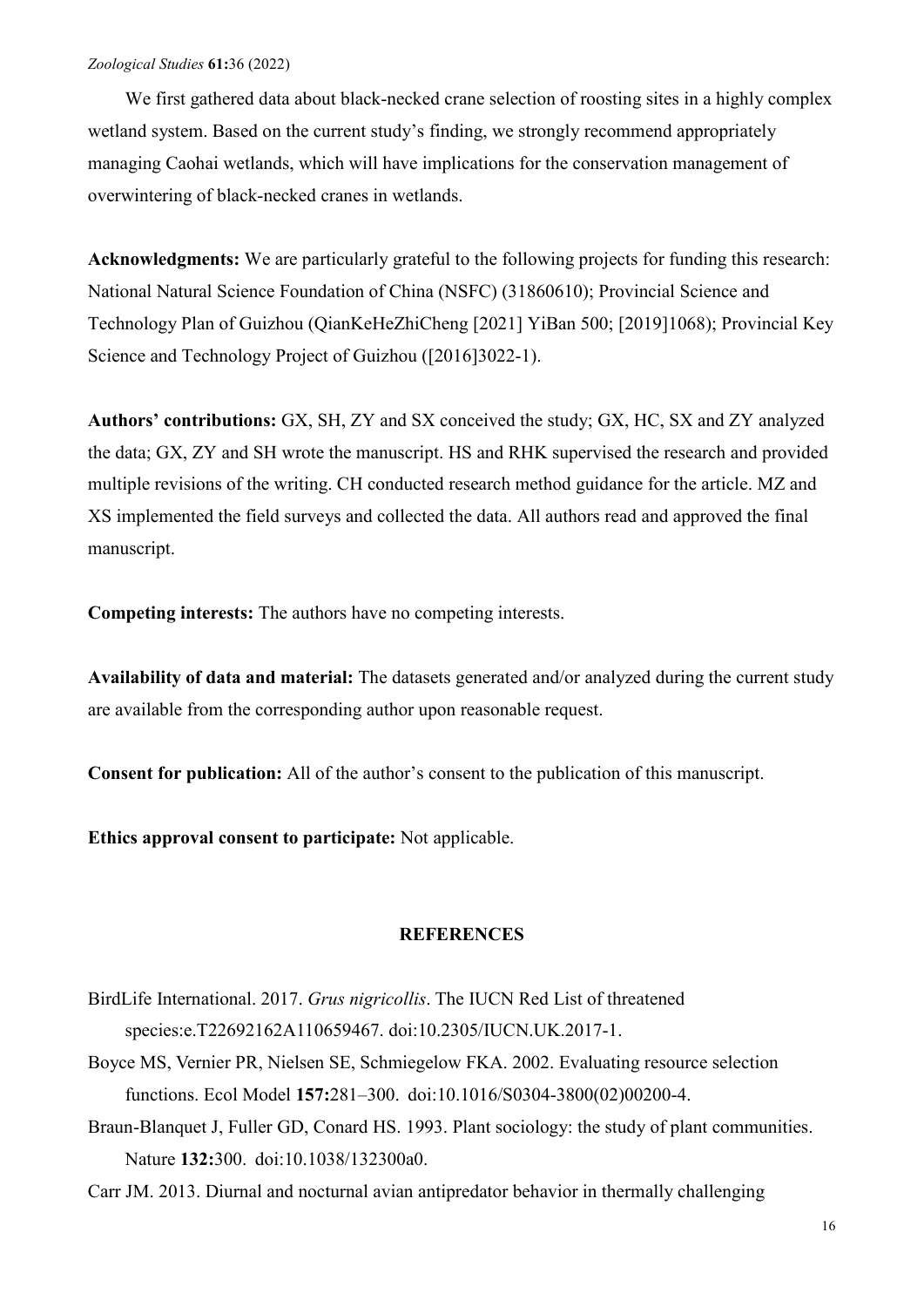We first gathered data about black-necked crane selection of roosting sites in a highly complex wetland system. Based on the current study's finding, we strongly recommend appropriately managing Caohai wetlands, which will have implications for the conservation management of overwintering of black-necked cranes in wetlands.

**Acknowledgments:** We are particularly grateful to the following projects for funding this research: National Natural Science Foundation of China (NSFC) (31860610); Provincial Science and Technology Plan of Guizhou (QianKeHeZhiCheng [2021] YiBan 500; [2019]1068); Provincial Key Science and Technology Project of Guizhou ([2016]3022-1).

**Authors' contributions:** GX, SH, ZY and SX conceived the study; GX, HC, SX and ZY analyzed the data; GX, ZY and SH wrote the manuscript. HS and RHK supervised the research and provided multiple revisions of the writing. CH conducted research method guidance for the article. MZ and XS implemented the field surveys and collected the data. All authors read and approved the final manuscript.

**Competing interests:** The authors have no competing interests.

**Availability of data and material:** The datasets generated and/or analyzed during the current study are available from the corresponding author upon reasonable request.

**Consent for publication:** All of the author's consent to the publication of this manuscript.

**Ethics approval consent to participate:** Not applicable.

## REFERENCES

BirdLife International. 2017. *Grus nigricollis*. The IUCN Red List of threatened species:e.T22692162A110659467. doi:10.2305/IUCN.UK.2017-1.

Boyce MS, Vernier PR, Nielsen SE, Schmiegelow FKA. 2002. Evaluating resource selection functions. Ecol Model **157:**281–300. doi:10.1016/S0304-3800(02)00200-4.

Braun-Blanquet J, Fuller GD, Conard HS. 1993. Plant sociology: the study of plant communities. Nature **132:**300. doi:10.1038/132300a0.

Carr JM. 2013. Diurnal and nocturnal avian antipredator behavior in thermally challenging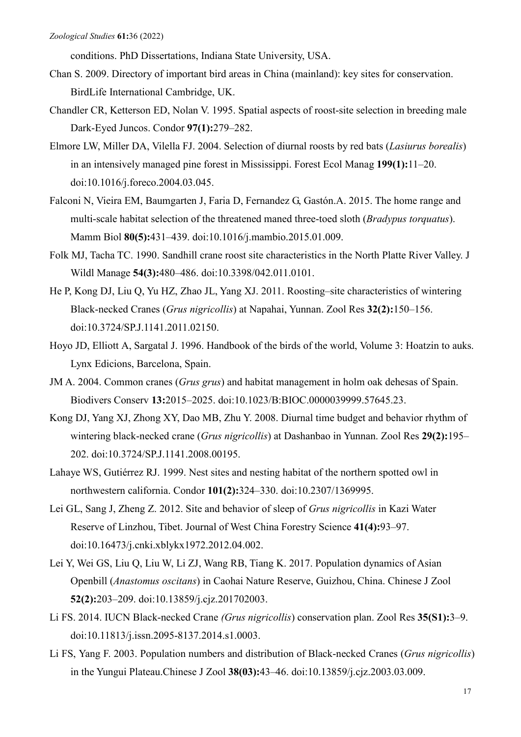conditions. PhD Dissertations, Indiana State University, USA.

Chan S. 2009. Directory of important bird areas in China (mainland): key sites for conservation. BirdLife International Cambridge, UK.

Chandler CR, Ketterson ED, Nolan V. 1995. Spatial aspects of roost-site selection in breeding male Dark-Eyed Juncos. Condor **97(1):**279–282.

Elmore LW, Miller DA, Vilella FJ. 2004. Selection of diurnal roosts by red bats (*Lasiurus borealis*) in an intensively managed pine forest in Mississippi. Forest Ecol Manag **199(1):**11–20. doi:10.1016/j.foreco.2004.03.045.

Falconi N, Vieira EM, Baumgarten J, Faria D, Fernandez G, Gastón.A. 2015. The home range and multi-scale habitat selection of the threatened maned three-toed sloth (*Bradypus torquatus*). Mamm Biol **80(5):**431–439. doi:10.1016/j.mambio.2015.01.009.

Folk MJ, Tacha TC. 1990. Sandhill crane roost site characteristics in the North Platte River Valley. J Wildl Manage **54(3):**480–486. doi:10.3398/042.011.0101.

He P, Kong DJ, Liu Q, Yu HZ, Zhao JL, Yang XJ. 2011. Roosting–site characteristics of wintering Black-necked Cranes (*Grus nigricollis*) at Napahai, Yunnan. Zool Res **32(2):**150–156. doi:10.3724/SP.J.1141.2011.02150.

Hoyo JD, Elliott A, Sargatal J. 1996. Handbook of the birds of the world, Volume 3: Hoatzin to auks. Lynx Edicions, Barcelona, Spain.

JM A. 2004. Common cranes (*Grus grus*) and habitat management in holm oak dehesas of Spain. Biodivers Conserv **13:**2015–2025. doi:10.1023/B:BIOC.0000039999.57645.23.

Kong DJ, Yang XJ, Zhong XY, Dao MB, Zhu Y. 2008. Diurnal time budget and behavior rhythm of wintering black-necked crane (*Grus nigricollis*) at Dashanbao in Yunnan. Zool Res **29(2):**195–202. doi:10.3724/SP.J.1141.2008.00195.

Lahaye WS, Gutiérrez RJ. 1999. Nest sites and nesting habitat of the northern spotted owl in northwestern california. Condor **101(2):**324–330. doi:10.2307/1369995.

Lei GL, Sang J, Zheng Z. 2012. Site and behavior of sleep of *Grus nigricollis* in Kazi Water Reserve of Linzhou, Tibet. Journal of West China Forestry Science **41(4):**93–97. doi:10.16473/j.cnki.xblykx1972.2012.04.002.

Lei Y, Wei GS, Liu Q, Liu W, Li ZJ, Wang RB, Tiang K. 2017. Population dynamics of Asian Openbill (*Anastomus oscitans*) in Caohai Nature Reserve, Guizhou, China. Chinese J Zool **52(2):**203–209. doi:10.13859/j.cjz.201702003.

Li FS. 2014. IUCN Black-necked Crane *(Grus nigricollis*) conservation plan. Zool Res **35(S1):**3–9. doi:10.11813/j.issn.2095-8137.2014.s1.0003.

Li FS, Yang F. 2003. Population numbers and distribution of Black-necked Cranes (*Grus nigricollis*) in the Yungui Plateau.Chinese J Zool **38(03):**43–46. doi:10.13859/j.cjz.2003.03.009.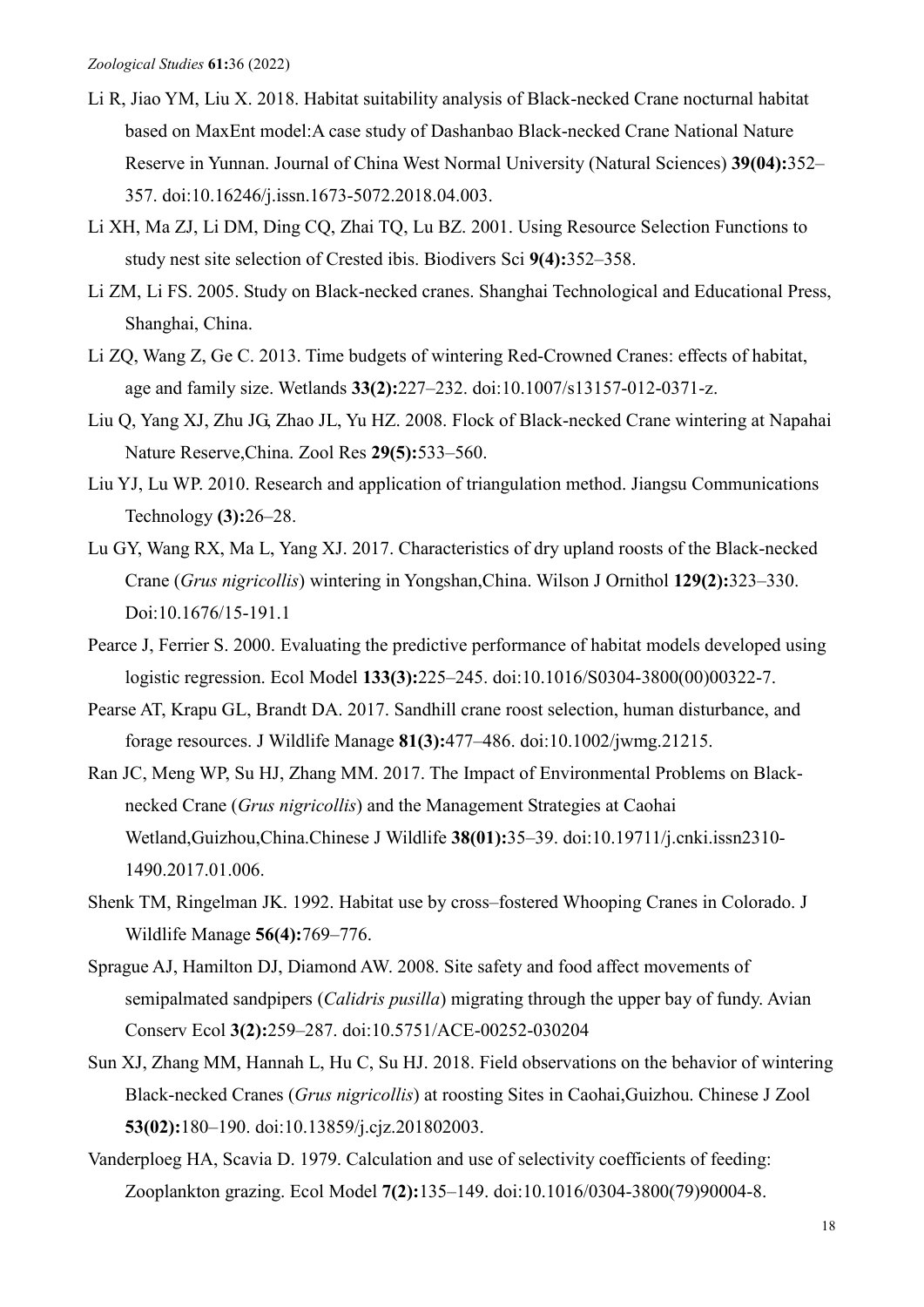Li R, Jiao YM, Liu X. 2018. Habitat suitability analysis of Black-necked Crane nocturnal habitat based on MaxEnt model:A case study of Dashanbao Black-necked Crane National Nature Reserve in Yunnan. Journal of China West Normal University (Natural Sciences) **39(04):**352–357. doi:10.16246/j.issn.1673-5072.2018.04.003.

Li XH, Ma ZJ, Li DM, Ding CQ, Zhai TQ, Lu BZ. 2001. Using Resource Selection Functions to study nest site selection of Crested ibis. Biodivers Sci **9(4):**352–358.

Li ZM, Li FS. 2005. Study on Black-necked cranes. Shanghai Technological and Educational Press, Shanghai, China.

Li ZQ, Wang Z, Ge C. 2013. Time budgets of wintering Red-Crowned Cranes: effects of habitat, age and family size. Wetlands **33(2):**227–232. doi:10.1007/s13157-012-0371-z.

Liu Q, Yang XJ, Zhu JG, Zhao JL, Yu HZ. 2008. Flock of Black-necked Crane wintering at Napahai Nature Reserve,China. Zool Res **29(5):**533–560.

Liu YJ, Lu WP. 2010. Research and application of triangulation method. Jiangsu Communications Technology **(3):**26–28.

Lu GY, Wang RX, Ma L, Yang XJ. 2017. Characteristics of dry upland roosts of the Black-necked Crane (*Grus nigricollis*) wintering in Yongshan,China. Wilson J Ornithol **129(2):**323–330. Doi:10.1676/15-191.1

Pearce J, Ferrier S. 2000. Evaluating the predictive performance of habitat models developed using logistic regression. Ecol Model **133(3):**225–245. doi:10.1016/S0304-3800(00)00322-7.

Pearse AT, Krapu GL, Brandt DA. 2017. Sandhill crane roost selection, human disturbance, and forage resources. J Wildlife Manage **81(3):**477–486. doi:10.1002/jwmg.21215.

Ran JC, Meng WP, Su HJ, Zhang MM. 2017. The Impact of Environmental Problems on Black-necked Crane (*Grus nigricollis*) and the Management Strategies at Caohai Wetland,Guizhou,China.Chinese J Wildlife **38(01):**35–39. doi:10.19711/j.cnki.issn2310-1490.2017.01.006.

Shenk TM, Ringelman JK. 1992. Habitat use by cross–fostered Whooping Cranes in Colorado. J Wildlife Manage **56(4):**769–776.

Sprague AJ, Hamilton DJ, Diamond AW. 2008. Site safety and food affect movements of semipalmated sandpipers (*Calidris pusilla*) migrating through the upper bay of fundy. Avian Conserv Ecol **3(2):**259–287. doi:10.5751/ACE-00252-030204

Sun XJ, Zhang MM, Hannah L, Hu C, Su HJ. 2018. Field observations on the behavior of wintering Black-necked Cranes (*Grus nigricollis*) at roosting Sites in Caohai,Guizhou. Chinese J Zool **53(02):**180–190. doi:10.13859/j.cjz.201802003.

Vanderploeg HA, Scavia D. 1979. Calculation and use of selectivity coefficients of feeding: Zooplankton grazing. Ecol Model **7(2):**135–149. doi:10.1016/0304-3800(79)90004-8.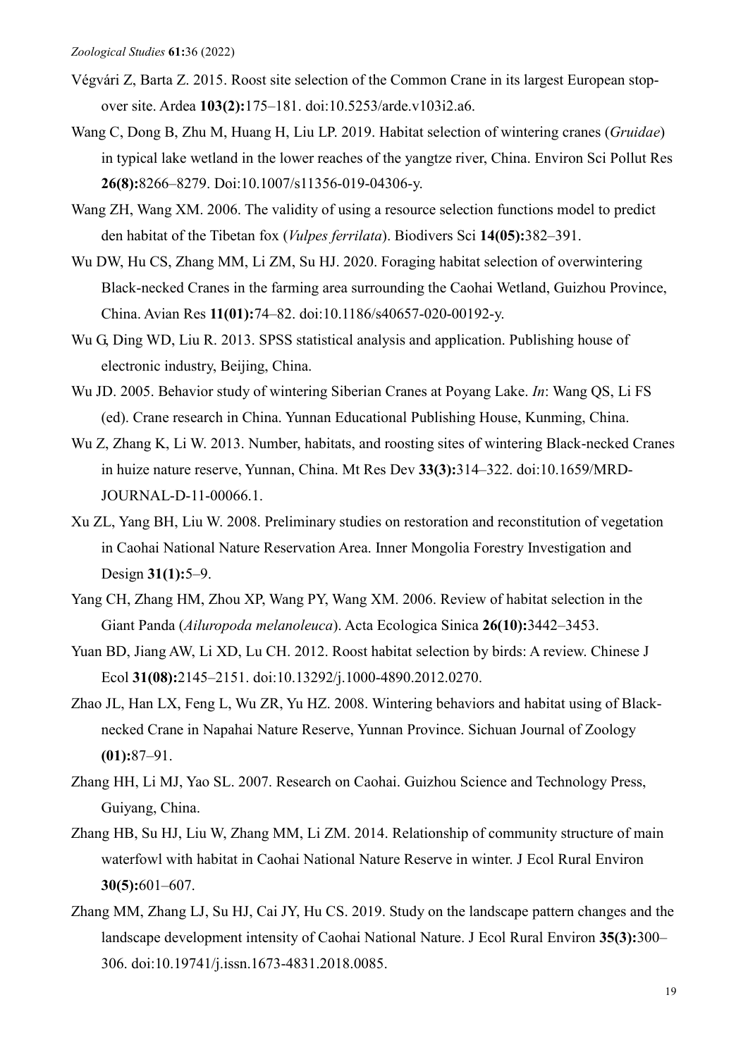Végvári Z, Barta Z. 2015. Roost site selection of the Common Crane in its largest European stop-over site. Ardea **103(2):**175–181. doi:10.5253/arde.v103i2.a6.

Wang C, Dong B, Zhu M, Huang H, Liu LP. 2019. Habitat selection of wintering cranes (*Gruidae*) in typical lake wetland in the lower reaches of the yangtze river, China. Environ Sci Pollut Res **26(8):**8266–8279. Doi:10.1007/s11356-019-04306-y.

Wang ZH, Wang XM. 2006. The validity of using a resource selection functions model to predict den habitat of the Tibetan fox (*Vulpes ferrilata*). Biodivers Sci **14(05):**382–391.

Wu DW, Hu CS, Zhang MM, Li ZM, Su HJ. 2020. Foraging habitat selection of overwintering Black-necked Cranes in the farming area surrounding the Caohai Wetland, Guizhou Province, China. Avian Res **11(01):**74–82. doi:10.1186/s40657-020-00192-y.

Wu G, Ding WD, Liu R. 2013. SPSS statistical analysis and application. Publishing house of electronic industry, Beijing, China.

Wu JD. 2005. Behavior study of wintering Siberian Cranes at Poyang Lake. *In*: Wang QS, Li FS (ed). Crane research in China. Yunnan Educational Publishing House, Kunming, China.

Wu Z, Zhang K, Li W. 2013. Number, habitats, and roosting sites of wintering Black-necked Cranes in huize nature reserve, Yunnan, China. Mt Res Dev **33(3):**314–322. doi:10.1659/MRD-JOURNAL-D-11-00066.1.

Xu ZL, Yang BH, Liu W. 2008. Preliminary studies on restoration and reconstitution of vegetation in Caohai National Nature Reservation Area. Inner Mongolia Forestry Investigation and Design **31(1):**5–9.

Yang CH, Zhang HM, Zhou XP, Wang PY, Wang XM. 2006. Review of habitat selection in the Giant Panda (*Ailuropoda melanoleuca*). Acta Ecologica Sinica **26(10):**3442–3453.

Yuan BD, Jiang AW, Li XD, Lu CH. 2012. Roost habitat selection by birds: A review. Chinese J Ecol **31(08):**2145–2151. doi:10.13292/j.1000-4890.2012.0270.

Zhao JL, Han LX, Feng L, Wu ZR, Yu HZ. 2008. Wintering behaviors and habitat using of Black-necked Crane in Napahai Nature Reserve, Yunnan Province. Sichuan Journal of Zoology **(01):**87–91.

Zhang HH, Li MJ, Yao SL. 2007. Research on Caohai. Guizhou Science and Technology Press, Guiyang, China.

Zhang HB, Su HJ, Liu W, Zhang MM, Li ZM. 2014. Relationship of community structure of main waterfowl with habitat in Caohai National Nature Reserve in winter. J Ecol Rural Environ **30(5):**601–607.

Zhang MM, Zhang LJ, Su HJ, Cai JY, Hu CS. 2019. Study on the landscape pattern changes and the landscape development intensity of Caohai National Nature. J Ecol Rural Environ **35(3):**300–306. doi:10.19741/j.issn.1673-4831.2018.0085.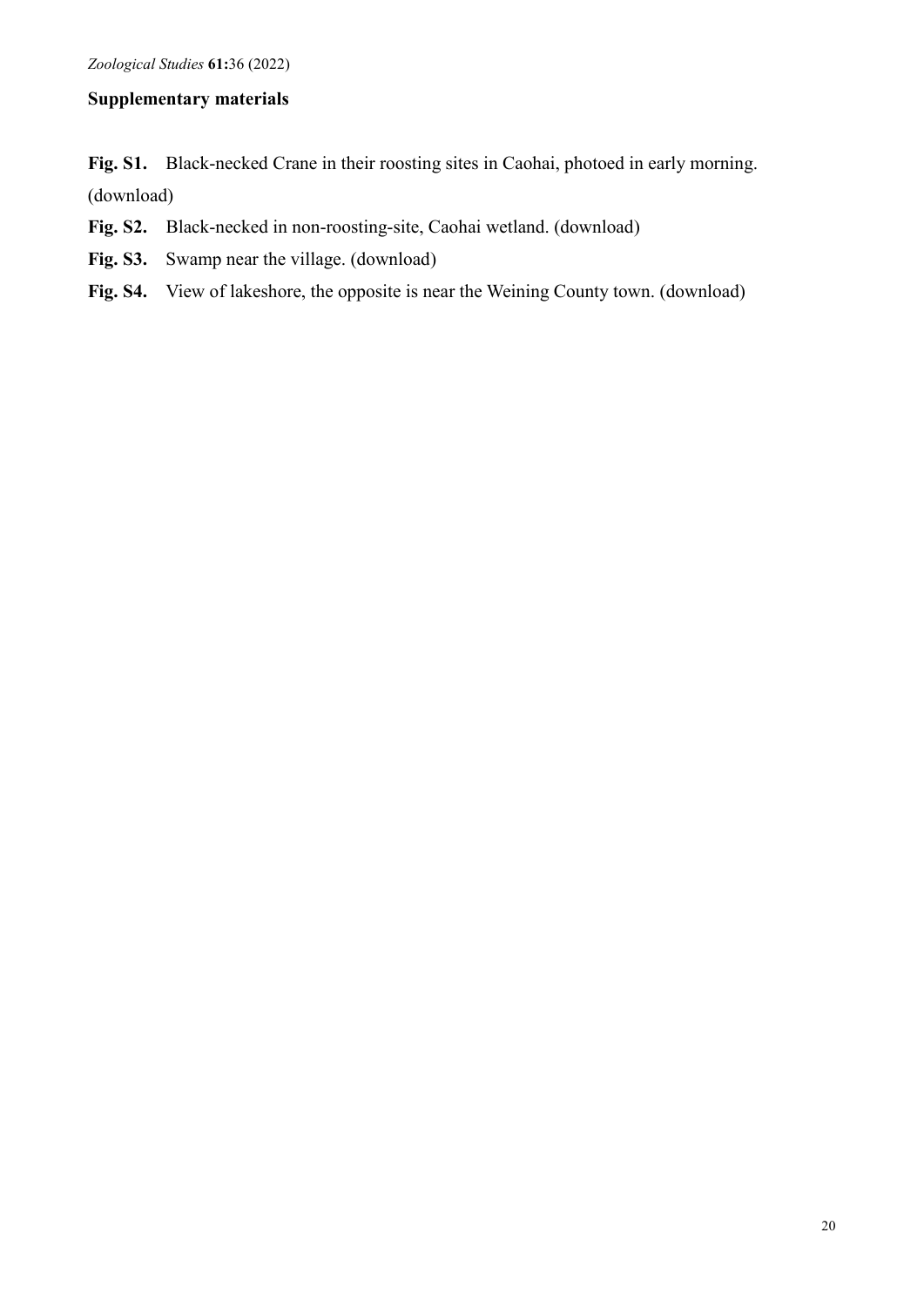## Supplementary materials

**Fig. S1.** Black-necked Crane in their roosting sites in Caohai, photoed in early morning. (download)

**Fig. S2.** Black-necked in non-roosting-site, Caohai wetland. (download)

**Fig. S3.** Swamp near the village. (download)

**Fig. S4.** View of lakeshore, the opposite is near the Weining County town. (download)